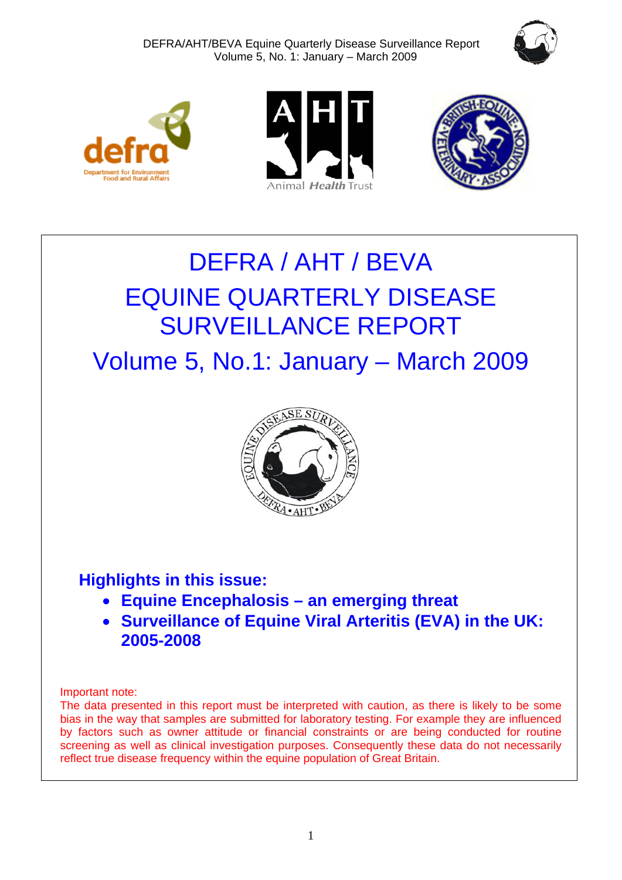# DEFRA / AHT / BEVA

# EQUINE QUARTERLY DISEASE SURVEILLANCE REPORT

## Volume 5, No.1: January – March 2009

**Highlights in this issue:**

- **Equine Encephalosis – an emerging threat**
- **Surveillance of Equine Viral Arteritis (EVA) in the UK: 2005-2008**

Important note:
The data presented in this report must be interpreted with caution, as there is likely to be some bias in the way that samples are submitted for laboratory testing. For example they are influenced by factors such as owner attitude or financial constraints or are being conducted for routine screening as well as clinical investigation purposes. Consequently these data do not necessarily reflect true disease frequency within the equine population of Great Britain.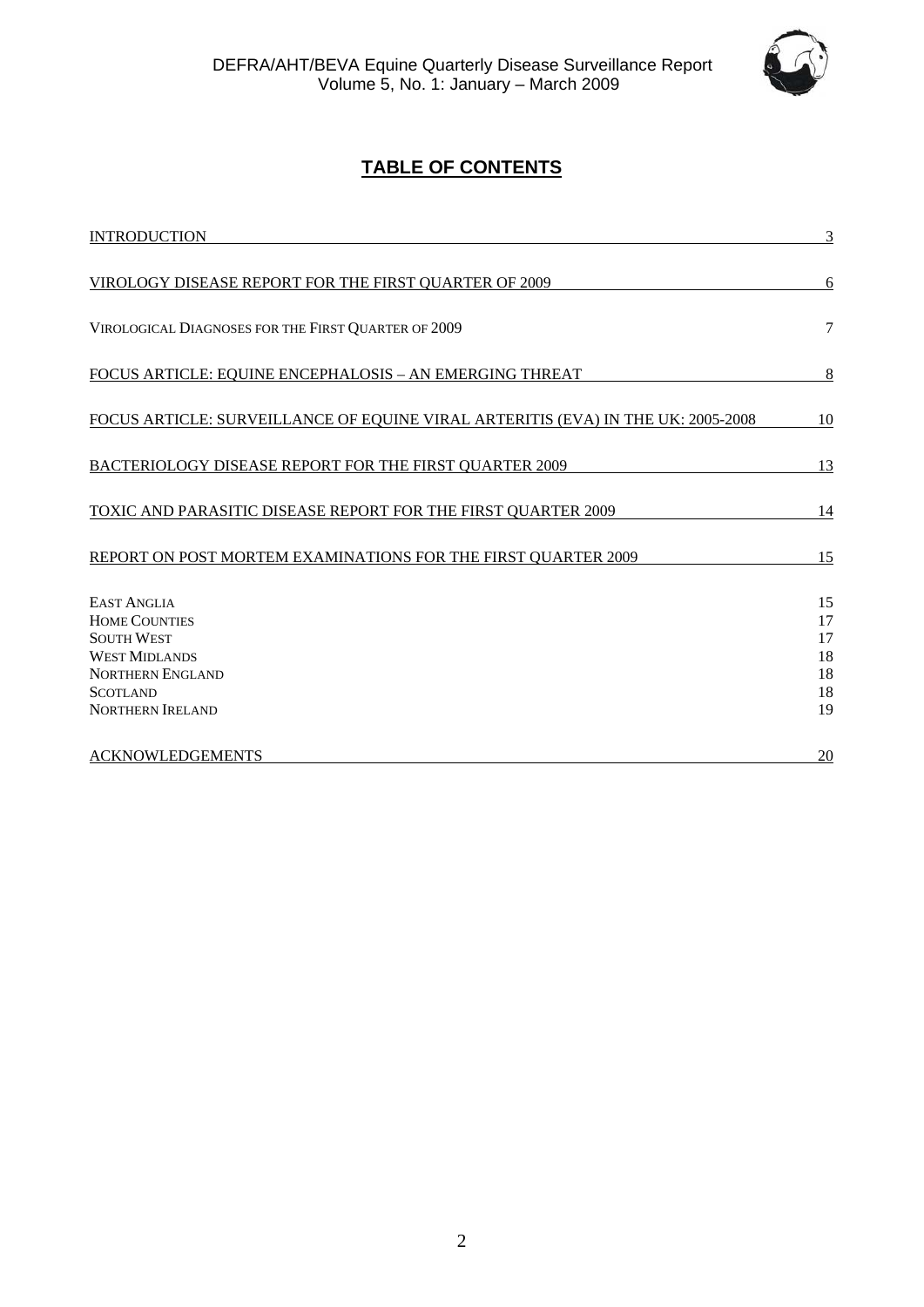# TABLE OF CONTENTS

| | |
|---|---|
| INTRODUCTION | 3 |
| VIROLOGY DISEASE REPORT FOR THE FIRST QUARTER OF 2009 | 6 |
| VIROLOGICAL DIAGNOSES FOR THE FIRST QUARTER OF 2009 | 7 |
| FOCUS ARTICLE: EQUINE ENCEPHALOSIS – AN EMERGING THREAT | 8 |
| FOCUS ARTICLE: SURVEILLANCE OF EQUINE VIRAL ARTERITIS (EVA) IN THE UK: 2005-2008 | 10 |
| BACTERIOLOGY DISEASE REPORT FOR THE FIRST QUARTER 2009 | 13 |
| TOXIC AND PARASITIC DISEASE REPORT FOR THE FIRST QUARTER 2009 | 14 |
| REPORT ON POST MORTEM EXAMINATIONS FOR THE FIRST QUARTER 2009 | 15 |
| EAST ANGLIA | 15 |
| HOME COUNTIES | 17 |
| SOUTH WEST | 17 |
| WEST MIDLANDS | 18 |
| NORTHERN ENGLAND | 18 |
| SCOTLAND | 18 |
| NORTHERN IRELAND | 19 |
| ACKNOWLEDGEMENTS | 20 |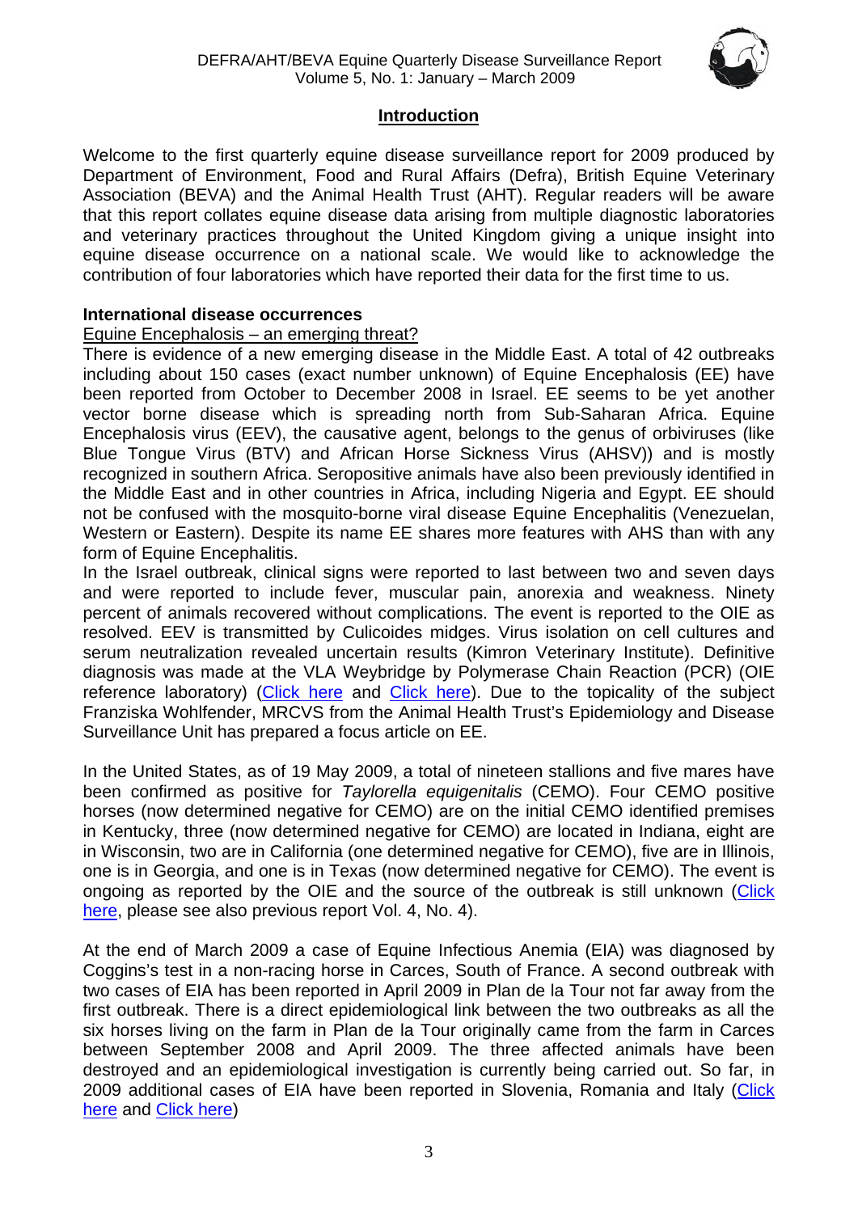## Introduction

Welcome to the first quarterly equine disease surveillance report for 2009 produced by Department of Environment, Food and Rural Affairs (Defra), British Equine Veterinary Association (BEVA) and the Animal Health Trust (AHT). Regular readers will be aware that this report collates equine disease data arising from multiple diagnostic laboratories and veterinary practices throughout the United Kingdom giving a unique insight into equine disease occurrence on a national scale. We would like to acknowledge the contribution of four laboratories which have reported their data for the first time to us.

### International disease occurrences

Equine Encephalosis – an emerging threat?

There is evidence of a new emerging disease in the Middle East. A total of 42 outbreaks including about 150 cases (exact number unknown) of Equine Encephalosis (EE) have been reported from October to December 2008 in Israel. EE seems to be yet another vector borne disease which is spreading north from Sub-Saharan Africa. Equine Encephalosis virus (EEV), the causative agent, belongs to the genus of orbiviruses (like Blue Tongue Virus (BTV) and African Horse Sickness Virus (AHSV)) and is mostly recognized in southern Africa. Seropositive animals have also been previously identified in the Middle East and in other countries in Africa, including Nigeria and Egypt. EE should not be confused with the mosquito-borne viral disease Equine Encephalitis (Venezuelan, Western or Eastern). Despite its name EE shares more features with AHS than with any form of Equine Encephalitis.

In the Israel outbreak, clinical signs were reported to last between two and seven days and were reported to include fever, muscular pain, anorexia and weakness. Ninety percent of animals recovered without complications. The event is reported to the OIE as resolved. EEV is transmitted by Culicoides midges. Virus isolation on cell cultures and serum neutralization revealed uncertain results (Kimron Veterinary Institute). Definitive diagnosis was made at the VLA Weybridge by Polymerase Chain Reaction (PCR) (OIE reference laboratory) (Click here and Click here). Due to the topicality of the subject Franziska Wohlfender, MRCVS from the Animal Health Trust's Epidemiology and Disease Surveillance Unit has prepared a focus article on EE.

In the United States, as of 19 May 2009, a total of nineteen stallions and five mares have been confirmed as positive for *Taylorella equigenitalis* (CEMO). Four CEMO positive horses (now determined negative for CEMO) are on the initial CEMO identified premises in Kentucky, three (now determined negative for CEMO) are located in Indiana, eight are in Wisconsin, two are in California (one determined negative for CEMO), five are in Illinois, one is in Georgia, and one is in Texas (now determined negative for CEMO). The event is ongoing as reported by the OIE and the source of the outbreak is still unknown (Click here, please see also previous report Vol. 4, No. 4).

At the end of March 2009 a case of Equine Infectious Anemia (EIA) was diagnosed by Coggins's test in a non-racing horse in Carces, South of France. A second outbreak with two cases of EIA has been reported in April 2009 in Plan de la Tour not far away from the first outbreak. There is a direct epidemiological link between the two outbreaks as all the six horses living on the farm in Plan de la Tour originally came from the farm in Carces between September 2008 and April 2009. The three affected animals have been destroyed and an epidemiological investigation is currently being carried out. So far, in 2009 additional cases of EIA have been reported in Slovenia, Romania and Italy (Click here and Click here)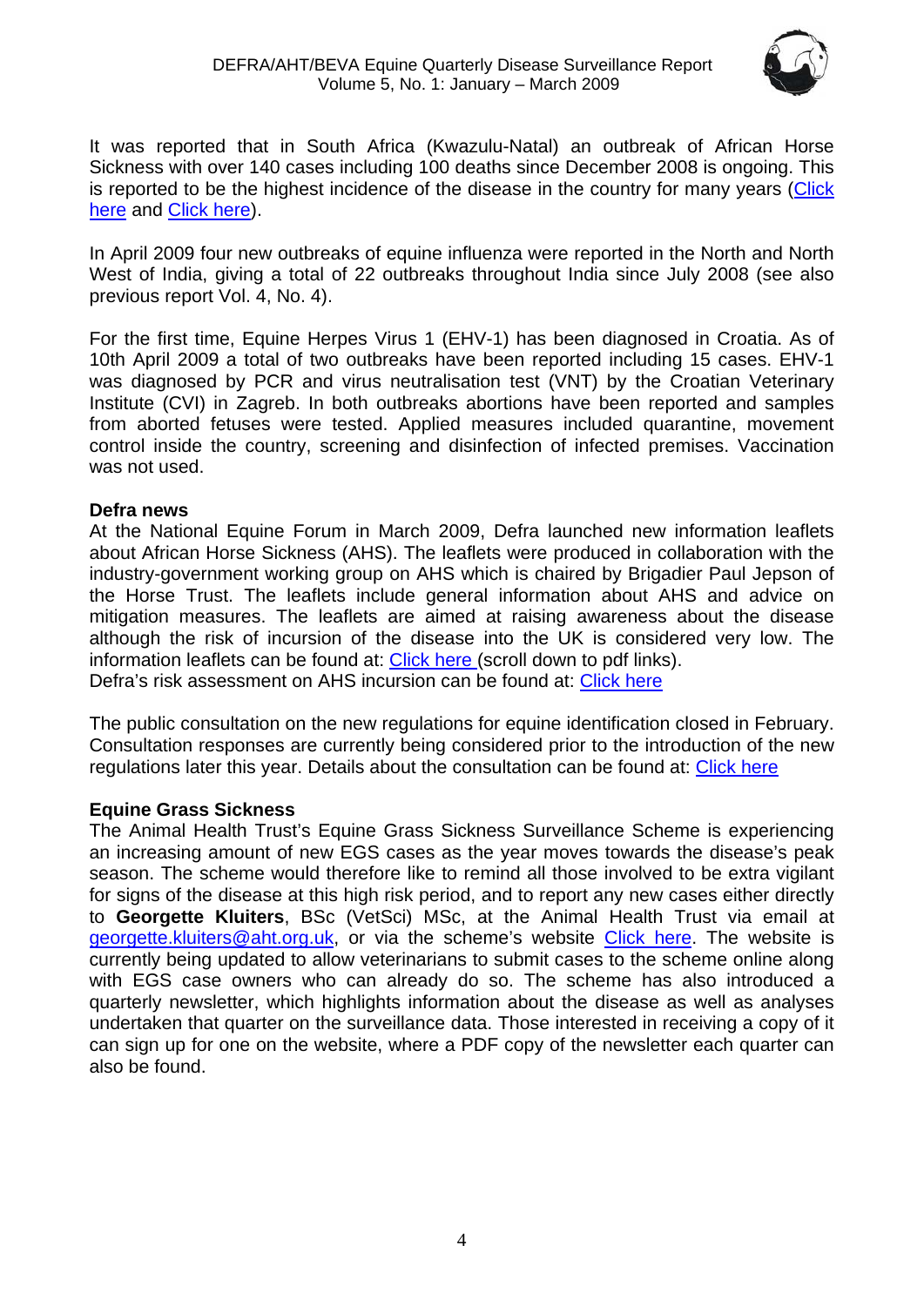It was reported that in South Africa (Kwazulu-Natal) an outbreak of African Horse Sickness with over 140 cases including 100 deaths since December 2008 is ongoing. This is reported to be the highest incidence of the disease in the country for many years (Click here and Click here).

In April 2009 four new outbreaks of equine influenza were reported in the North and North West of India, giving a total of 22 outbreaks throughout India since July 2008 (see also previous report Vol. 4, No. 4).

For the first time, Equine Herpes Virus 1 (EHV-1) has been diagnosed in Croatia. As of 10th April 2009 a total of two outbreaks have been reported including 15 cases. EHV-1 was diagnosed by PCR and virus neutralisation test (VNT) by the Croatian Veterinary Institute (CVI) in Zagreb. In both outbreaks abortions have been reported and samples from aborted fetuses were tested. Applied measures included quarantine, movement control inside the country, screening and disinfection of infected premises. Vaccination was not used.

**Defra news**

At the National Equine Forum in March 2009, Defra launched new information leaflets about African Horse Sickness (AHS). The leaflets were produced in collaboration with the industry-government working group on AHS which is chaired by Brigadier Paul Jepson of the Horse Trust. The leaflets include general information about AHS and advice on mitigation measures. The leaflets are aimed at raising awareness about the disease although the risk of incursion of the disease into the UK is considered very low. The information leaflets can be found at: Click here (scroll down to pdf links).
Defra's risk assessment on AHS incursion can be found at: Click here

The public consultation on the new regulations for equine identification closed in February. Consultation responses are currently being considered prior to the introduction of the new regulations later this year. Details about the consultation can be found at: Click here

**Equine Grass Sickness**

The Animal Health Trust's Equine Grass Sickness Surveillance Scheme is experiencing an increasing amount of new EGS cases as the year moves towards the disease's peak season. The scheme would therefore like to remind all those involved to be extra vigilant for signs of the disease at this high risk period, and to report any new cases either directly to **Georgette Kluiters**, BSc (VetSci) MSc, at the Animal Health Trust via email at georgette.kluiters@aht.org.uk, or via the scheme's website Click here. The website is currently being updated to allow veterinarians to submit cases to the scheme online along with EGS case owners who can already do so. The scheme has also introduced a quarterly newsletter, which highlights information about the disease as well as analyses undertaken that quarter on the surveillance data. Those interested in receiving a copy of it can sign up for one on the website, where a PDF copy of the newsletter each quarter can also be found.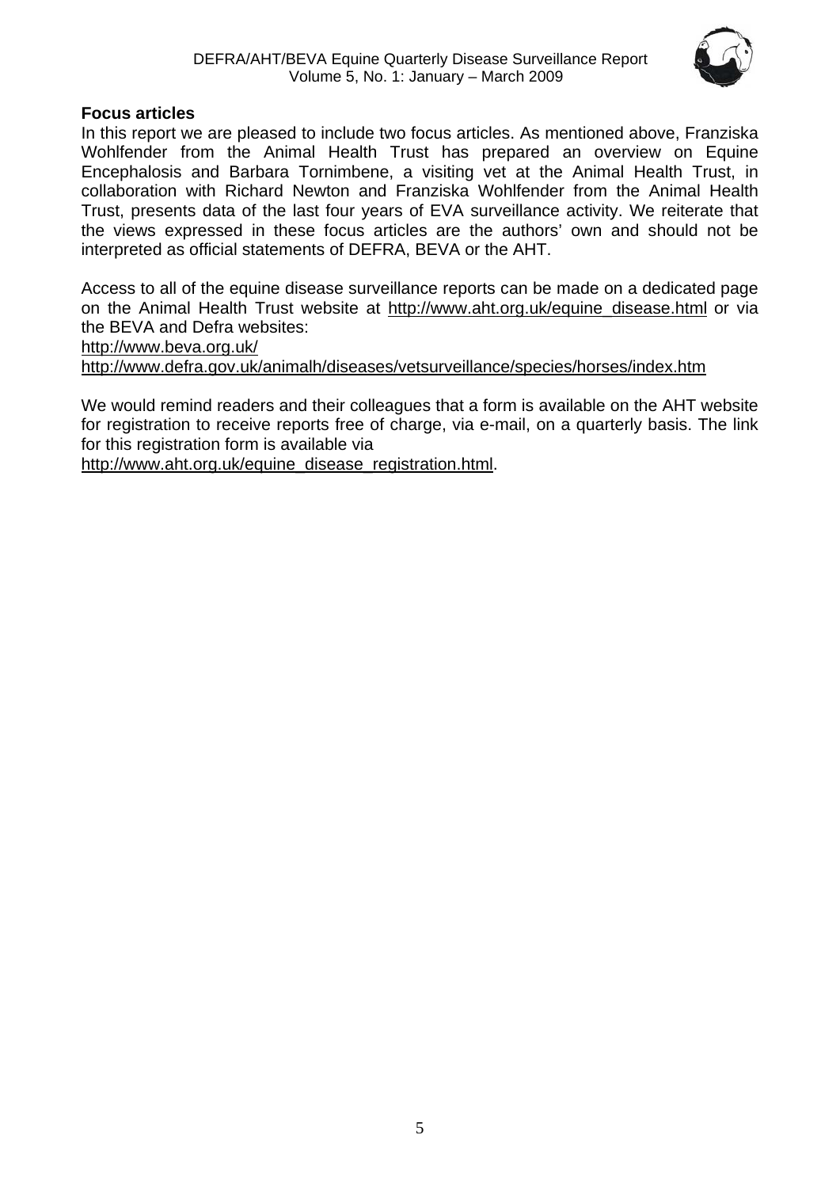## Focus articles

In this report we are pleased to include two focus articles. As mentioned above, Franziska Wohlfender from the Animal Health Trust has prepared an overview on Equine Encephalosis and Barbara Tornimbene, a visiting vet at the Animal Health Trust, in collaboration with Richard Newton and Franziska Wohlfender from the Animal Health Trust, presents data of the last four years of EVA surveillance activity. We reiterate that the views expressed in these focus articles are the authors' own and should not be interpreted as official statements of DEFRA, BEVA or the AHT.

Access to all of the equine disease surveillance reports can be made on a dedicated page on the Animal Health Trust website at http://www.aht.org.uk/equine_disease.html or via the BEVA and Defra websites:
http://www.beva.org.uk/
http://www.defra.gov.uk/animalh/diseases/vetsurveillance/species/horses/index.htm

We would remind readers and their colleagues that a form is available on the AHT website for registration to receive reports free of charge, via e-mail, on a quarterly basis. The link for this registration form is available via
http://www.aht.org.uk/equine_disease_registration.html.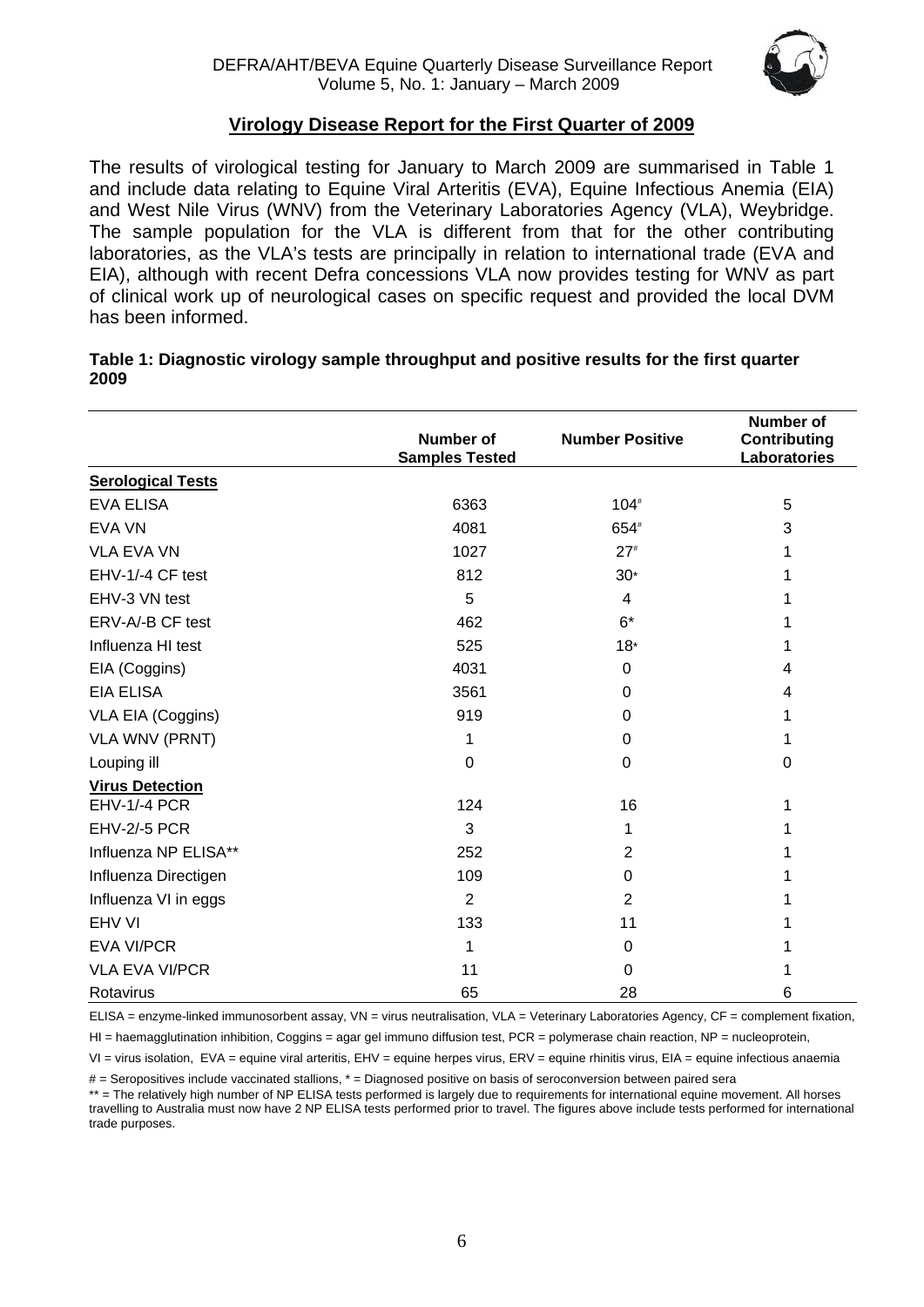## Virology Disease Report for the First Quarter of 2009

The results of virological testing for January to March 2009 are summarised in Table 1 and include data relating to Equine Viral Arteritis (EVA), Equine Infectious Anemia (EIA) and West Nile Virus (WNV) from the Veterinary Laboratories Agency (VLA), Weybridge. The sample population for the VLA is different from that for the other contributing laboratories, as the VLA's tests are principally in relation to international trade (EVA and EIA), although with recent Defra concessions VLA now provides testing for WNV as part of clinical work up of neurological cases on specific request and provided the local DVM has been informed.

**Table 1: Diagnostic virology sample throughput and positive results for the first quarter 2009**

| | Number of Samples Tested | Number Positive | Number of Contributing Laboratories |
|---|---|---|---|
| **Serological Tests** | | | |
| EVA ELISA | 6363 | 104# | 5 |
| EVA VN | 4081 | 654# | 3 |
| VLA EVA VN | 1027 | 27# | 1 |
| EHV-1/-4 CF test | 812 | 30* | 1 |
| EHV-3 VN test | 5 | 4 | 1 |
| ERV-A/-B CF test | 462 | 6* | 1 |
| Influenza HI test | 525 | 18* | 1 |
| EIA (Coggins) | 4031 | 0 | 4 |
| EIA ELISA | 3561 | 0 | 4 |
| VLA EIA (Coggins) | 919 | 0 | 1 |
| VLA WNV (PRNT) | 1 | 0 | 1 |
| Louping ill | 0 | 0 | 0 |
| **Virus Detection** | | | |
| EHV-1/-4 PCR | 124 | 16 | 1 |
| EHV-2/-5 PCR | 3 | 1 | 1 |
| Influenza NP ELISA** | 252 | 2 | 1 |
| Influenza Directigen | 109 | 0 | 1 |
| Influenza VI in eggs | 2 | 2 | 1 |
| EHV VI | 133 | 11 | 1 |
| EVA VI/PCR | 1 | 0 | 1 |
| VLA EVA VI/PCR | 11 | 0 | 1 |
| Rotavirus | 65 | 28 | 6 |

ELISA = enzyme-linked immunosorbent assay, VN = virus neutralisation, VLA = Veterinary Laboratories Agency, CF = complement fixation, HI = haemagglutination inhibition, Coggins = agar gel immuno diffusion test, PCR = polymerase chain reaction, NP = nucleoprotein, VI = virus isolation, EVA = equine viral arteritis, EHV = equine herpes virus, ERV = equine rhinitis virus, EIA = equine infectious anaemia

# = Seropositives include vaccinated stallions, * = Diagnosed positive on basis of seroconversion between paired sera

** = The relatively high number of NP ELISA tests performed is largely due to requirements for international equine movement. All horses travelling to Australia must now have 2 NP ELISA tests performed prior to travel. The figures above include tests performed for international trade purposes.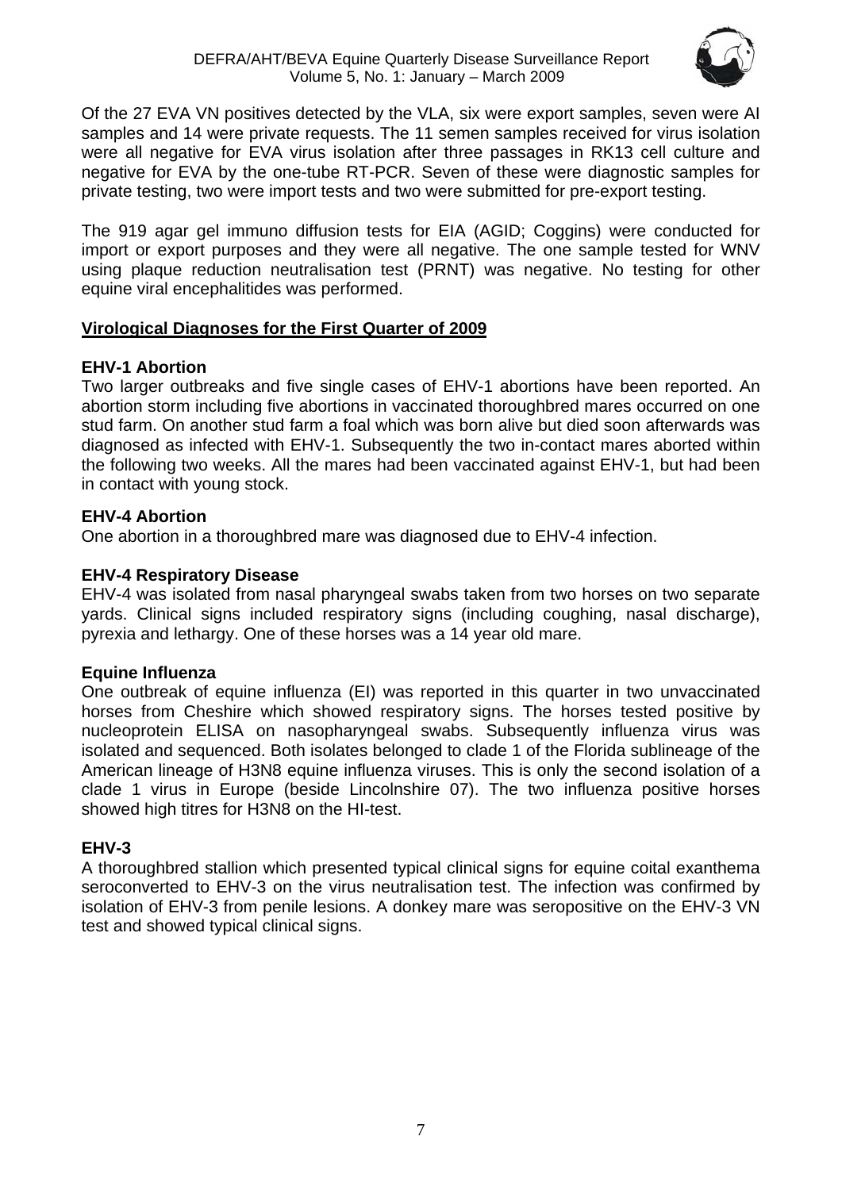Of the 27 EVA VN positives detected by the VLA, six were export samples, seven were AI samples and 14 were private requests. The 11 semen samples received for virus isolation were all negative for EVA virus isolation after three passages in RK13 cell culture and negative for EVA by the one-tube RT-PCR. Seven of these were diagnostic samples for private testing, two were import tests and two were submitted for pre-export testing.

The 919 agar gel immuno diffusion tests for EIA (AGID; Coggins) were conducted for import or export purposes and they were all negative. The one sample tested for WNV using plaque reduction neutralisation test (PRNT) was negative. No testing for other equine viral encephalitides was performed.

## Virological Diagnoses for the First Quarter of 2009

### EHV-1 Abortion

Two larger outbreaks and five single cases of EHV-1 abortions have been reported. An abortion storm including five abortions in vaccinated thoroughbred mares occurred on one stud farm. On another stud farm a foal which was born alive but died soon afterwards was diagnosed as infected with EHV-1. Subsequently the two in-contact mares aborted within the following two weeks. All the mares had been vaccinated against EHV-1, but had been in contact with young stock.

### EHV-4 Abortion

One abortion in a thoroughbred mare was diagnosed due to EHV-4 infection.

### EHV-4 Respiratory Disease

EHV-4 was isolated from nasal pharyngeal swabs taken from two horses on two separate yards. Clinical signs included respiratory signs (including coughing, nasal discharge), pyrexia and lethargy. One of these horses was a 14 year old mare.

### Equine Influenza

One outbreak of equine influenza (EI) was reported in this quarter in two unvaccinated horses from Cheshire which showed respiratory signs. The horses tested positive by nucleoprotein ELISA on nasopharyngeal swabs. Subsequently influenza virus was isolated and sequenced. Both isolates belonged to clade 1 of the Florida sublineage of the American lineage of H3N8 equine influenza viruses. This is only the second isolation of a clade 1 virus in Europe (beside Lincolnshire 07). The two influenza positive horses showed high titres for H3N8 on the HI-test.

### EHV-3

A thoroughbred stallion which presented typical clinical signs for equine coital exanthema seroconverted to EHV-3 on the virus neutralisation test. The infection was confirmed by isolation of EHV-3 from penile lesions. A donkey mare was seropositive on the EHV-3 VN test and showed typical clinical signs.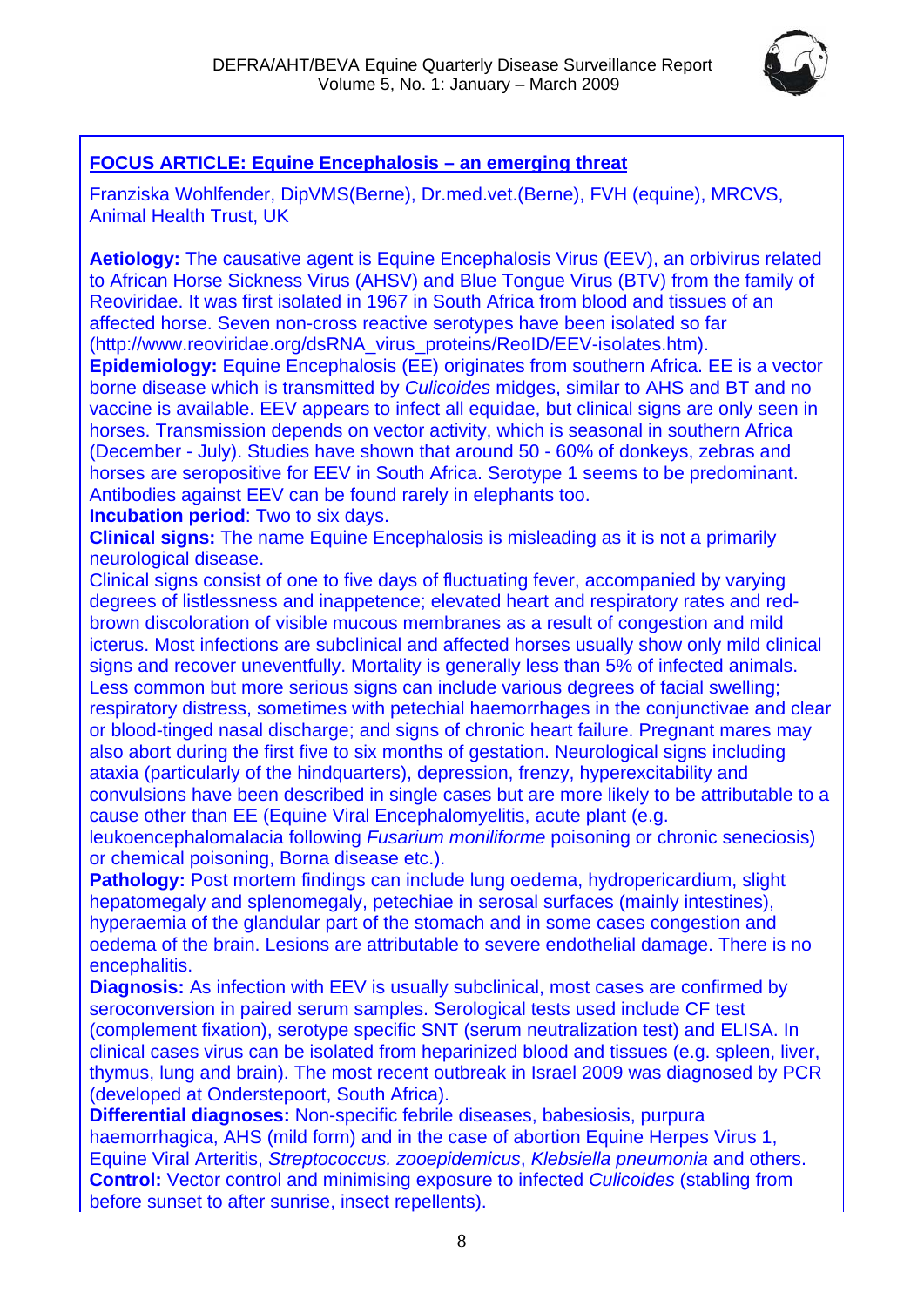## FOCUS ARTICLE: Equine Encephalosis – an emerging threat

Franziska Wohlfender, DipVMS(Berne), Dr.med.vet.(Berne), FVH (equine), MRCVS, Animal Health Trust, UK

**Aetiology:** The causative agent is Equine Encephalosis Virus (EEV), an orbivirus related to African Horse Sickness Virus (AHSV) and Blue Tongue Virus (BTV) from the family of Reoviridae. It was first isolated in 1967 in South Africa from blood and tissues of an affected horse. Seven non-cross reactive serotypes have been isolated so far (http://www.reoviridae.org/dsRNA_virus_proteins/ReoID/EEV-isolates.htm).

**Epidemiology:** Equine Encephalosis (EE) originates from southern Africa. EE is a vector borne disease which is transmitted by *Culicoides* midges, similar to AHS and BT and no vaccine is available. EEV appears to infect all equidae, but clinical signs are only seen in horses. Transmission depends on vector activity, which is seasonal in southern Africa (December - July). Studies have shown that around 50 - 60% of donkeys, zebras and horses are seropositive for EEV in South Africa. Serotype 1 seems to be predominant. Antibodies against EEV can be found rarely in elephants too.

**Incubation period**: Two to six days.

**Clinical signs:** The name Equine Encephalosis is misleading as it is not a primarily neurological disease.

Clinical signs consist of one to five days of fluctuating fever, accompanied by varying degrees of listlessness and inappetence; elevated heart and respiratory rates and red-brown discoloration of visible mucous membranes as a result of congestion and mild icterus. Most infections are subclinical and affected horses usually show only mild clinical signs and recover uneventfully. Mortality is generally less than 5% of infected animals. Less common but more serious signs can include various degrees of facial swelling; respiratory distress, sometimes with petechial haemorrhages in the conjunctivae and clear or blood-tinged nasal discharge; and signs of chronic heart failure. Pregnant mares may also abort during the first five to six months of gestation. Neurological signs including ataxia (particularly of the hindquarters), depression, frenzy, hyperexcitability and convulsions have been described in single cases but are more likely to be attributable to a cause other than EE (Equine Viral Encephalomyelitis, acute plant (e.g. leukoencephalomalacia following *Fusarium moniliforme* poisoning or chronic seneciosis) or chemical poisoning, Borna disease etc.).

**Pathology:** Post mortem findings can include lung oedema, hydropericardium, slight hepatomegaly and splenomegaly, petechiae in serosal surfaces (mainly intestines), hyperaemia of the glandular part of the stomach and in some cases congestion and oedema of the brain. Lesions are attributable to severe endothelial damage. There is no encephalitis.

**Diagnosis:** As infection with EEV is usually subclinical, most cases are confirmed by seroconversion in paired serum samples. Serological tests used include CF test (complement fixation), serotype specific SNT (serum neutralization test) and ELISA. In clinical cases virus can be isolated from heparinized blood and tissues (e.g. spleen, liver, thymus, lung and brain). The most recent outbreak in Israel 2009 was diagnosed by PCR (developed at Onderstepoort, South Africa).

**Differential diagnoses:** Non-specific febrile diseases, babesiosis, purpura haemorrhagica, AHS (mild form) and in the case of abortion Equine Herpes Virus 1, Equine Viral Arteritis, *Streptococcus. zooepidemicus*, *Klebsiella pneumonia* and others.

**Control:** Vector control and minimising exposure to infected *Culicoides* (stabling from before sunset to after sunrise, insect repellents).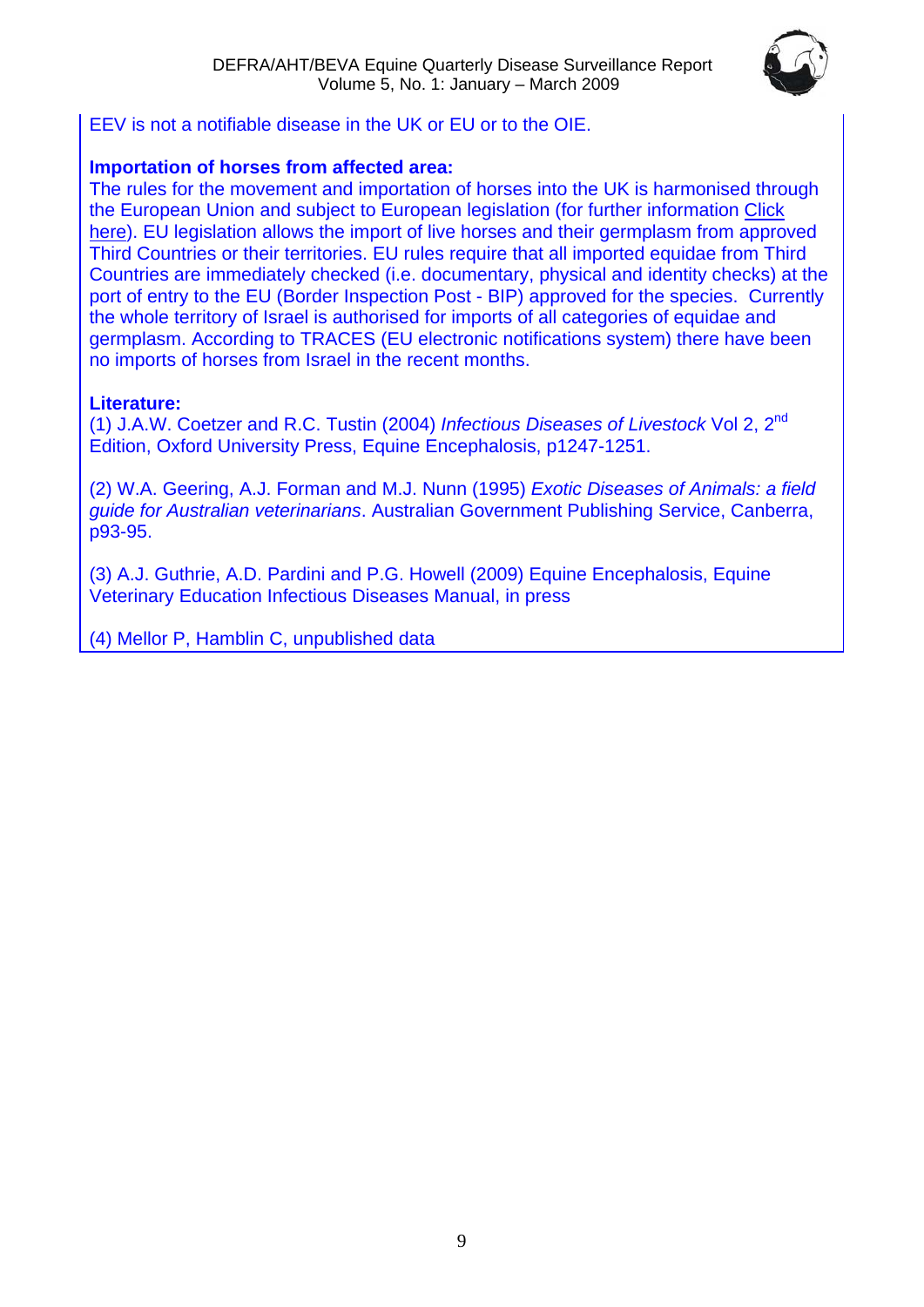EEV is not a notifiable disease in the UK or EU or to the OIE.

**Importation of horses from affected area:**
The rules for the movement and importation of horses into the UK is harmonised through the European Union and subject to European legislation (for further information Click here). EU legislation allows the import of live horses and their germplasm from approved Third Countries or their territories. EU rules require that all imported equidae from Third Countries are immediately checked (i.e. documentary, physical and identity checks) at the port of entry to the EU (Border Inspection Post - BIP) approved for the species. Currently the whole territory of Israel is authorised for imports of all categories of equidae and germplasm. According to TRACES (EU electronic notifications system) there have been no imports of horses from Israel in the recent months.

**Literature:**
(1) J.A.W. Coetzer and R.C. Tustin (2004) *Infectious Diseases of Livestock* Vol 2, 2nd Edition, Oxford University Press, Equine Encephalosis, p1247-1251.

(2) W.A. Geering, A.J. Forman and M.J. Nunn (1995) *Exotic Diseases of Animals: a field guide for Australian veterinarians*. Australian Government Publishing Service, Canberra, p93-95.

(3) A.J. Guthrie, A.D. Pardini and P.G. Howell (2009) Equine Encephalosis, Equine Veterinary Education Infectious Diseases Manual, in press

(4) Mellor P, Hamblin C, unpublished data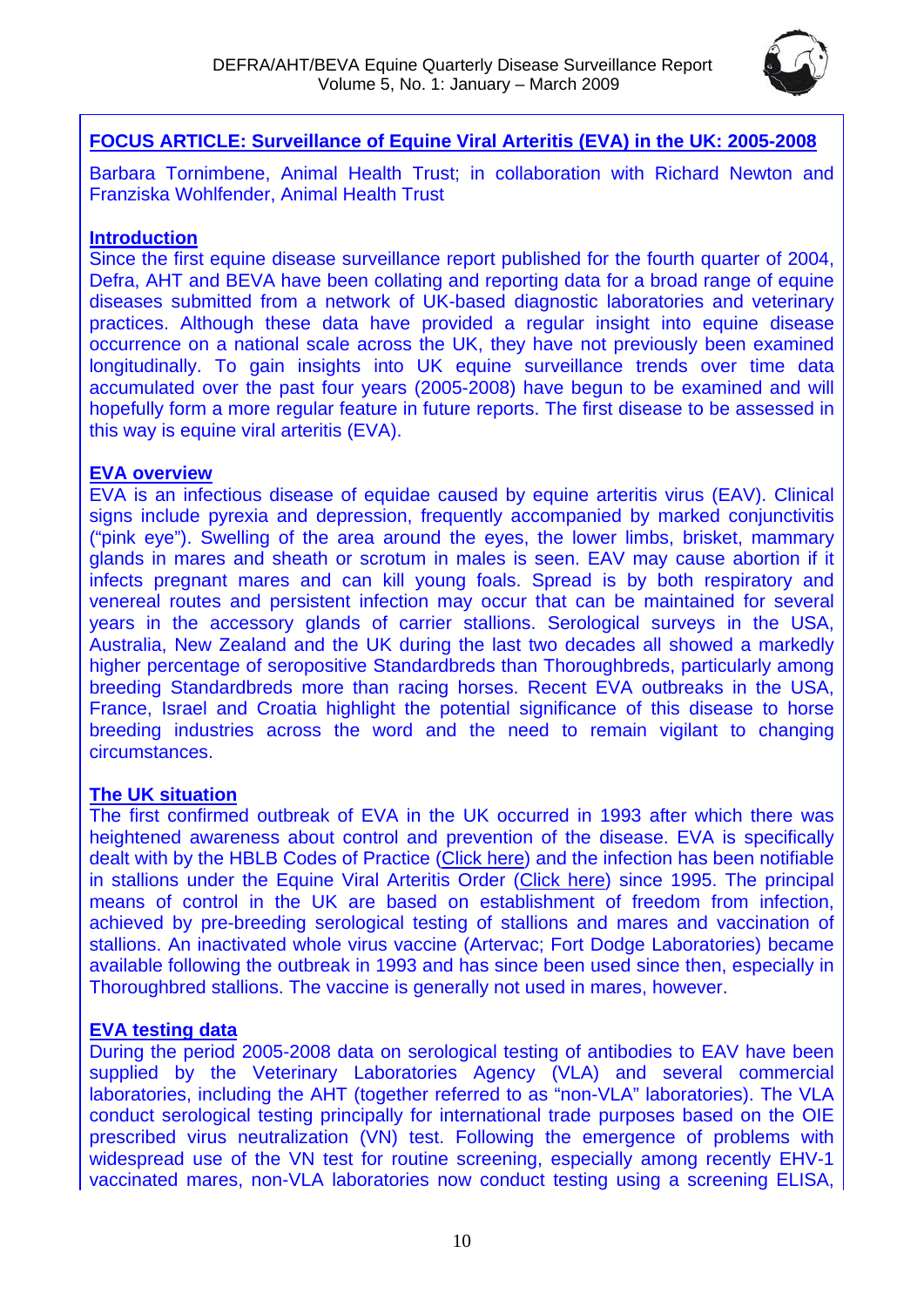## FOCUS ARTICLE: Surveillance of Equine Viral Arteritis (EVA) in the UK: 2005-2008

Barbara Tornimbene, Animal Health Trust; in collaboration with Richard Newton and Franziska Wohlfender, Animal Health Trust

### Introduction

Since the first equine disease surveillance report published for the fourth quarter of 2004, Defra, AHT and BEVA have been collating and reporting data for a broad range of equine diseases submitted from a network of UK-based diagnostic laboratories and veterinary practices. Although these data have provided a regular insight into equine disease occurrence on a national scale across the UK, they have not previously been examined longitudinally. To gain insights into UK equine surveillance trends over time data accumulated over the past four years (2005-2008) have begun to be examined and will hopefully form a more regular feature in future reports. The first disease to be assessed in this way is equine viral arteritis (EVA).

### EVA overview

EVA is an infectious disease of equidae caused by equine arteritis virus (EAV). Clinical signs include pyrexia and depression, frequently accompanied by marked conjunctivitis ("pink eye"). Swelling of the area around the eyes, the lower limbs, brisket, mammary glands in mares and sheath or scrotum in males is seen. EAV may cause abortion if it infects pregnant mares and can kill young foals. Spread is by both respiratory and venereal routes and persistent infection may occur that can be maintained for several years in the accessory glands of carrier stallions. Serological surveys in the USA, Australia, New Zealand and the UK during the last two decades all showed a markedly higher percentage of seropositive Standardbreds than Thoroughbreds, particularly among breeding Standardbreds more than racing horses. Recent EVA outbreaks in the USA, France, Israel and Croatia highlight the potential significance of this disease to horse breeding industries across the word and the need to remain vigilant to changing circumstances.

### The UK situation

The first confirmed outbreak of EVA in the UK occurred in 1993 after which there was heightened awareness about control and prevention of the disease. EVA is specifically dealt with by the HBLB Codes of Practice (Click here) and the infection has been notifiable in stallions under the Equine Viral Arteritis Order (Click here) since 1995. The principal means of control in the UK are based on establishment of freedom from infection, achieved by pre-breeding serological testing of stallions and mares and vaccination of stallions. An inactivated whole virus vaccine (Artervac; Fort Dodge Laboratories) became available following the outbreak in 1993 and has since been used since then, especially in Thoroughbred stallions. The vaccine is generally not used in mares, however.

### EVA testing data

During the period 2005-2008 data on serological testing of antibodies to EAV have been supplied by the Veterinary Laboratories Agency (VLA) and several commercial laboratories, including the AHT (together referred to as "non-VLA" laboratories). The VLA conduct serological testing principally for international trade purposes based on the OIE prescribed virus neutralization (VN) test. Following the emergence of problems with widespread use of the VN test for routine screening, especially among recently EHV-1 vaccinated mares, non-VLA laboratories now conduct testing using a screening ELISA,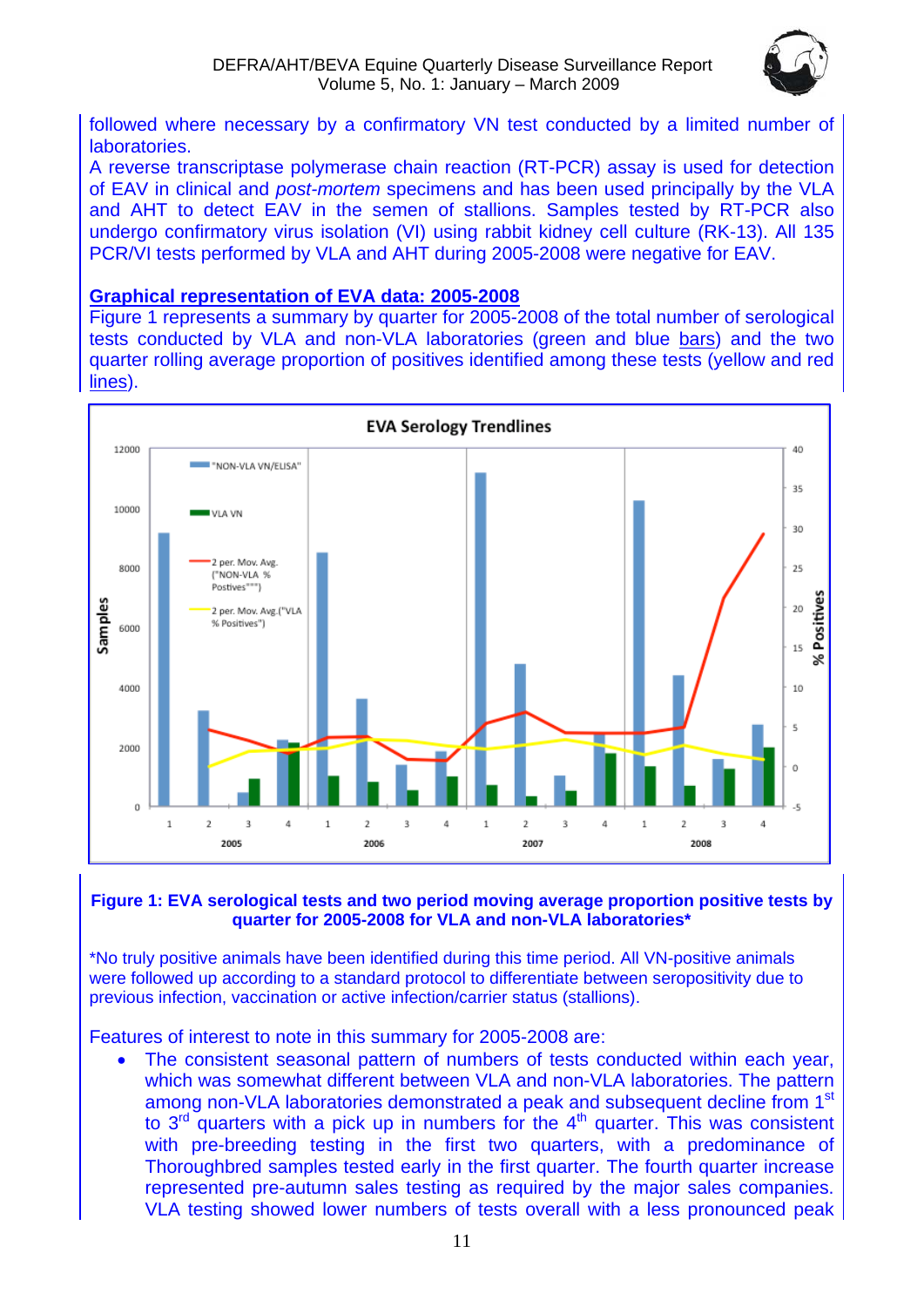followed where necessary by a confirmatory VN test conducted by a limited number of laboratories.

A reverse transcriptase polymerase chain reaction (RT-PCR) assay is used for detection of EAV in clinical and *post-mortem* specimens and has been used principally by the VLA and AHT to detect EAV in the semen of stallions. Samples tested by RT-PCR also undergo confirmatory virus isolation (VI) using rabbit kidney cell culture (RK-13). All 135 PCR/VI tests performed by VLA and AHT during 2005-2008 were negative for EAV.

## Graphical representation of EVA data: 2005-2008

Figure 1 represents a summary by quarter for 2005-2008 of the total number of serological tests conducted by VLA and non-VLA laboratories (green and blue bars) and the two quarter rolling average proportion of positives identified among these tests (yellow and red lines).

**Figure 1: EVA serological tests and two period moving average proportion positive tests by quarter for 2005-2008 for VLA and non-VLA laboratories***

*No truly positive animals have been identified during this time period. All VN-positive animals were followed up according to a standard protocol to differentiate between seropositivity due to previous infection, vaccination or active infection/carrier status (stallions).

Features of interest to note in this summary for 2005-2008 are:

- The consistent seasonal pattern of numbers of tests conducted within each year, which was somewhat different between VLA and non-VLA laboratories. The pattern among non-VLA laboratories demonstrated a peak and subsequent decline from 1st to 3rd quarters with a pick up in numbers for the 4th quarter. This was consistent with pre-breeding testing in the first two quarters, with a predominance of Thoroughbred samples tested early in the first quarter. The fourth quarter increase represented pre-autumn sales testing as required by the major sales companies. VLA testing showed lower numbers of tests overall with a less pronounced peak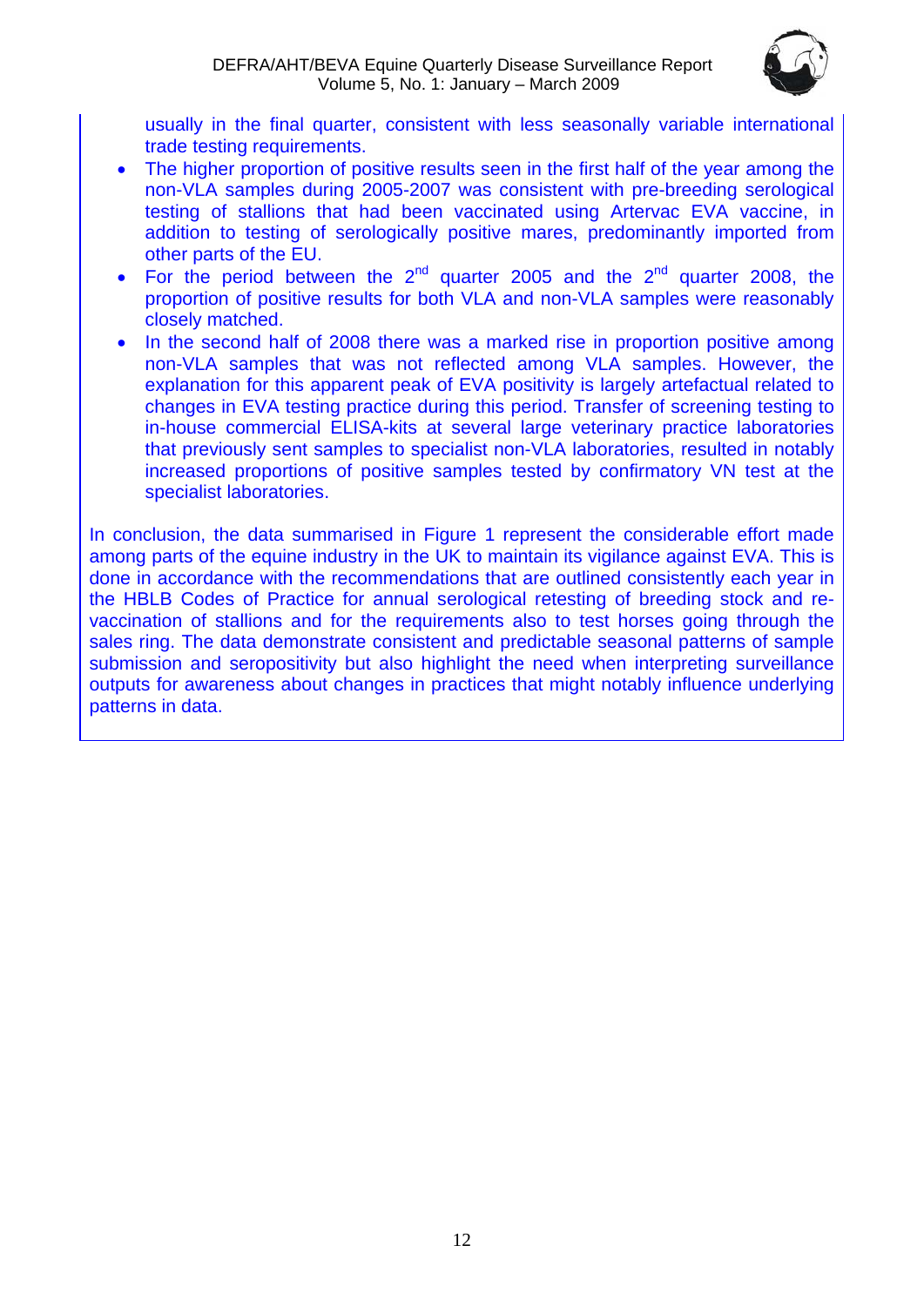usually in the final quarter, consistent with less seasonally variable international trade testing requirements.

- The higher proportion of positive results seen in the first half of the year among the non-VLA samples during 2005-2007 was consistent with pre-breeding serological testing of stallions that had been vaccinated using Artervac EVA vaccine, in addition to testing of serologically positive mares, predominantly imported from other parts of the EU.
- For the period between the 2$^{nd}$ quarter 2005 and the 2$^{nd}$ quarter 2008, the proportion of positive results for both VLA and non-VLA samples were reasonably closely matched.
- In the second half of 2008 there was a marked rise in proportion positive among non-VLA samples that was not reflected among VLA samples. However, the explanation for this apparent peak of EVA positivity is largely artefactual related to changes in EVA testing practice during this period. Transfer of screening testing to in-house commercial ELISA-kits at several large veterinary practice laboratories that previously sent samples to specialist non-VLA laboratories, resulted in notably increased proportions of positive samples tested by confirmatory VN test at the specialist laboratories.

In conclusion, the data summarised in Figure 1 represent the considerable effort made among parts of the equine industry in the UK to maintain its vigilance against EVA. This is done in accordance with the recommendations that are outlined consistently each year in the HBLB Codes of Practice for annual serological retesting of breeding stock and re-vaccination of stallions and for the requirements also to test horses going through the sales ring. The data demonstrate consistent and predictable seasonal patterns of sample submission and seropositivity but also highlight the need when interpreting surveillance outputs for awareness about changes in practices that might notably influence underlying patterns in data.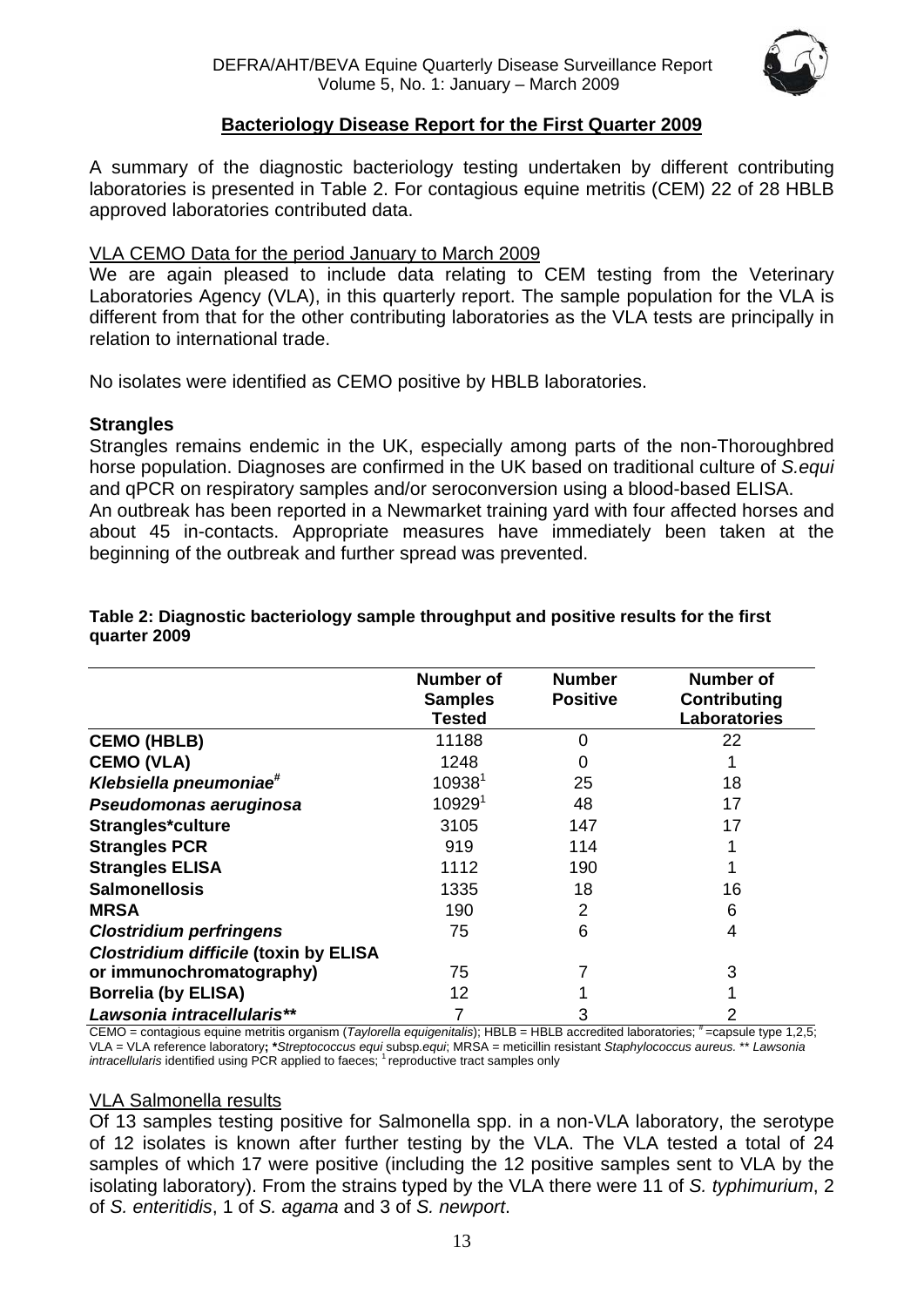## Bacteriology Disease Report for the First Quarter 2009

A summary of the diagnostic bacteriology testing undertaken by different contributing laboratories is presented in Table 2. For contagious equine metritis (CEM) 22 of 28 HBLB approved laboratories contributed data.

### VLA CEMO Data for the period January to March 2009

We are again pleased to include data relating to CEM testing from the Veterinary Laboratories Agency (VLA), in this quarterly report. The sample population for the VLA is different from that for the other contributing laboratories as the VLA tests are principally in relation to international trade.

No isolates were identified as CEMO positive by HBLB laboratories.

### Strangles

Strangles remains endemic in the UK, especially among parts of the non-Thoroughbred horse population. Diagnoses are confirmed in the UK based on traditional culture of *S.equi* and qPCR on respiratory samples and/or seroconversion using a blood-based ELISA.

An outbreak has been reported in a Newmarket training yard with four affected horses and about 45 in-contacts. Appropriate measures have immediately been taken at the beginning of the outbreak and further spread was prevented.

**Table 2: Diagnostic bacteriology sample throughput and positive results for the first quarter 2009**

| | Number of Samples Tested | Number Positive | Number of Contributing Laboratories |
|---|---|---|---|
| **CEMO (HBLB)** | 11188 | 0 | 22 |
| **CEMO (VLA)** | 1248 | 0 | 1 |
| ***Klebsiella pneumoniae***[#] | 10938[1] | 25 | 18 |
| ***Pseudomonas aeruginosa*** | 10929[1] | 48 | 17 |
| **Strangles*culture** | 3105 | 147 | 17 |
| **Strangles PCR** | 919 | 114 | 1 |
| **Strangles ELISA** | 1112 | 190 | 1 |
| **Salmonellosis** | 1335 | 18 | 16 |
| **MRSA** | 190 | 2 | 6 |
| ***Clostridium perfringens*** | 75 | 6 | 4 |
| ***Clostridium difficile* (toxin by ELISA or immunochromatography)** | 75 | 7 | 3 |
| **Borrelia (by ELISA)** | 12 | 1 | 1 |
| ***Lawsonia intracellularis***** | 7 | 3 | 2 |

CEMO = contagious equine metritis organism (*Taylorella equigenitalis*); HBLB = HBLB accredited laboratories; [#] =capsule type 1,2,5; VLA = VLA reference laboratory; *\*Streptococcus equi* subsp.*equi*; MRSA = meticillin resistant *Staphylococcus aureus*. ** *Lawsonia intracellularis* identified using PCR applied to faeces; [1] reproductive tract samples only

### VLA Salmonella results

Of 13 samples testing positive for Salmonella spp. in a non-VLA laboratory, the serotype of 12 isolates is known after further testing by the VLA. The VLA tested a total of 24 samples of which 17 were positive (including the 12 positive samples sent to VLA by the isolating laboratory). From the strains typed by the VLA there were 11 of *S. typhimurium*, 2 of *S. enteritidis*, 1 of *S. agama* and 3 of *S. newport*.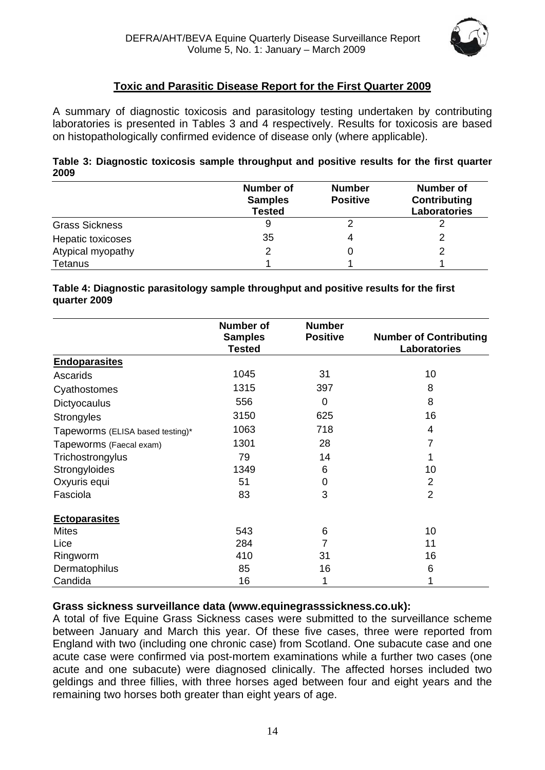## Toxic and Parasitic Disease Report for the First Quarter 2009

A summary of diagnostic toxicosis and parasitology testing undertaken by contributing laboratories is presented in Tables 3 and 4 respectively. Results for toxicosis are based on histopathologically confirmed evidence of disease only (where applicable).

**Table 3: Diagnostic toxicosis sample throughput and positive results for the first quarter 2009**

| | Number of Samples Tested | Number Positive | Number of Contributing Laboratories |
|---|---|---|---|
| Grass Sickness | 9 | 2 | 2 |
| Hepatic toxicoses | 35 | 4 | 2 |
| Atypical myopathy | 2 | 0 | 2 |
| Tetanus | 1 | 1 | 1 |

**Table 4: Diagnostic parasitology sample throughput and positive results for the first quarter 2009**

| | Number of Samples Tested | Number Positive | Number of Contributing Laboratories |
|---|---|---|---|
| **Endoparasites** | | | |
| Ascarids | 1045 | 31 | 10 |
| Cyathostomes | 1315 | 397 | 8 |
| Dictyocaulus | 556 | 0 | 8 |
| Strongyles | 3150 | 625 | 16 |
| Tapeworms (ELISA based testing)* | 1063 | 718 | 4 |
| Tapeworms (Faecal exam) | 1301 | 28 | 7 |
| Trichostrongylus | 79 | 14 | 1 |
| Strongyloides | 1349 | 6 | 10 |
| Oxyuris equi | 51 | 0 | 2 |
| Fasciola | 83 | 3 | 2 |
| **Ectoparasites** | | | |
| Mites | 543 | 6 | 10 |
| Lice | 284 | 7 | 11 |
| Ringworm | 410 | 31 | 16 |
| Dermatophilus | 85 | 16 | 6 |
| Candida | 16 | 1 | 1 |

**Grass sickness surveillance data (www.equinegrasssickness.co.uk):**
A total of five Equine Grass Sickness cases were submitted to the surveillance scheme between January and March this year. Of these five cases, three were reported from England with two (including one chronic case) from Scotland. One subacute case and one acute case were confirmed via post-mortem examinations while a further two cases (one acute and one subacute) were diagnosed clinically. The affected horses included two geldings and three fillies, with three horses aged between four and eight years and the remaining two horses both greater than eight years of age.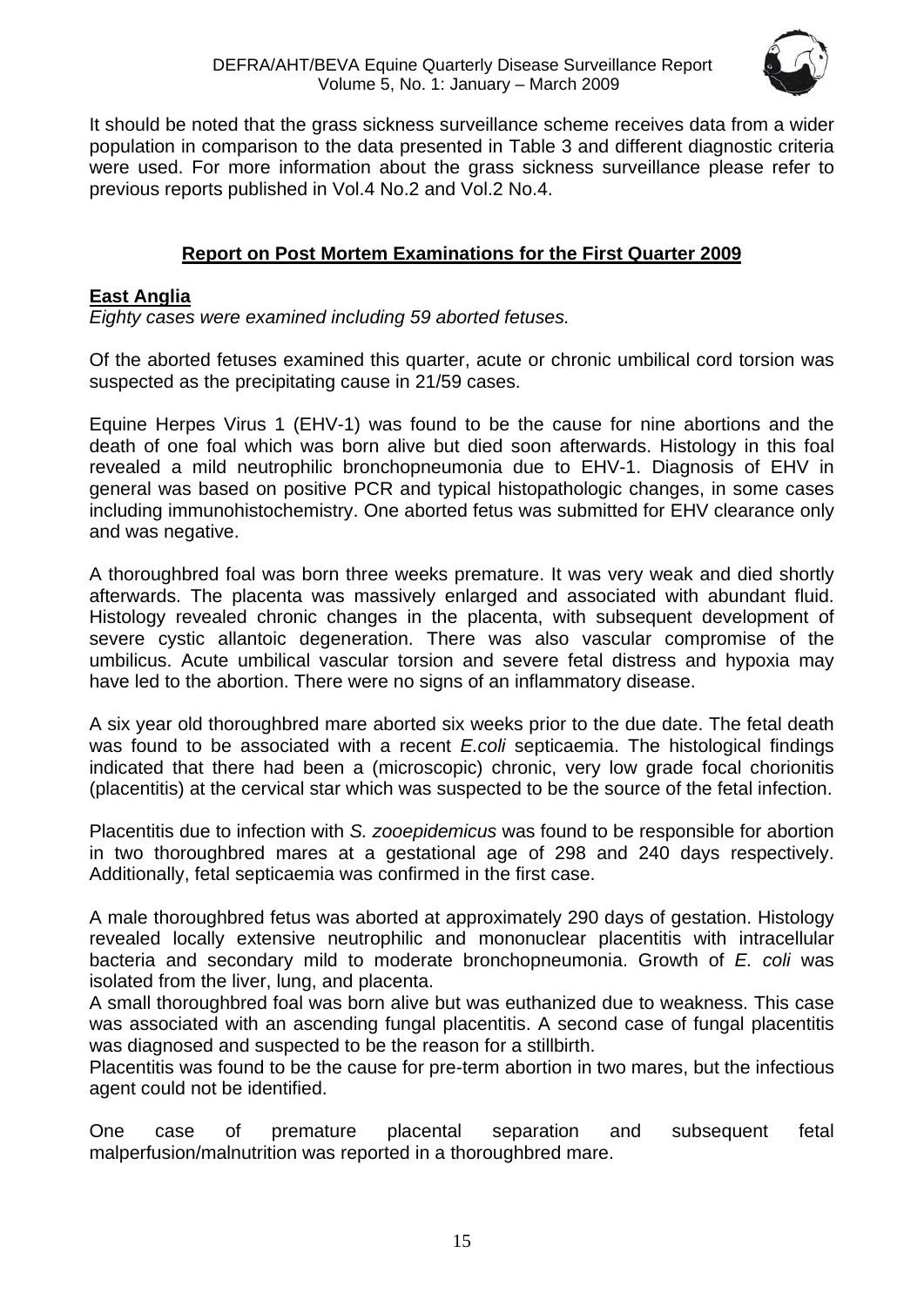It should be noted that the grass sickness surveillance scheme receives data from a wider population in comparison to the data presented in Table 3 and different diagnostic criteria were used. For more information about the grass sickness surveillance please refer to previous reports published in Vol.4 No.2 and Vol.2 No.4.

## Report on Post Mortem Examinations for the First Quarter 2009

### East Anglia

*Eighty cases were examined including 59 aborted fetuses.*

Of the aborted fetuses examined this quarter, acute or chronic umbilical cord torsion was suspected as the precipitating cause in 21/59 cases.

Equine Herpes Virus 1 (EHV-1) was found to be the cause for nine abortions and the death of one foal which was born alive but died soon afterwards. Histology in this foal revealed a mild neutrophilic bronchopneumonia due to EHV-1. Diagnosis of EHV in general was based on positive PCR and typical histopathologic changes, in some cases including immunohistochemistry. One aborted fetus was submitted for EHV clearance only and was negative.

A thoroughbred foal was born three weeks premature. It was very weak and died shortly afterwards. The placenta was massively enlarged and associated with abundant fluid. Histology revealed chronic changes in the placenta, with subsequent development of severe cystic allantoic degeneration. There was also vascular compromise of the umbilicus. Acute umbilical vascular torsion and severe fetal distress and hypoxia may have led to the abortion. There were no signs of an inflammatory disease.

A six year old thoroughbred mare aborted six weeks prior to the due date. The fetal death was found to be associated with a recent *E.coli* septicaemia. The histological findings indicated that there had been a (microscopic) chronic, very low grade focal chorionitis (placentitis) at the cervical star which was suspected to be the source of the fetal infection.

Placentitis due to infection with *S. zooepidemicus* was found to be responsible for abortion in two thoroughbred mares at a gestational age of 298 and 240 days respectively. Additionally, fetal septicaemia was confirmed in the first case.

A male thoroughbred fetus was aborted at approximately 290 days of gestation. Histology revealed locally extensive neutrophilic and mononuclear placentitis with intracellular bacteria and secondary mild to moderate bronchopneumonia. Growth of *E. coli* was isolated from the liver, lung, and placenta.

A small thoroughbred foal was born alive but was euthanized due to weakness. This case was associated with an ascending fungal placentitis. A second case of fungal placentitis was diagnosed and suspected to be the reason for a stillbirth.

Placentitis was found to be the cause for pre-term abortion in two mares, but the infectious agent could not be identified.

One case of premature placental separation and subsequent fetal malperfusion/malnutrition was reported in a thoroughbred mare.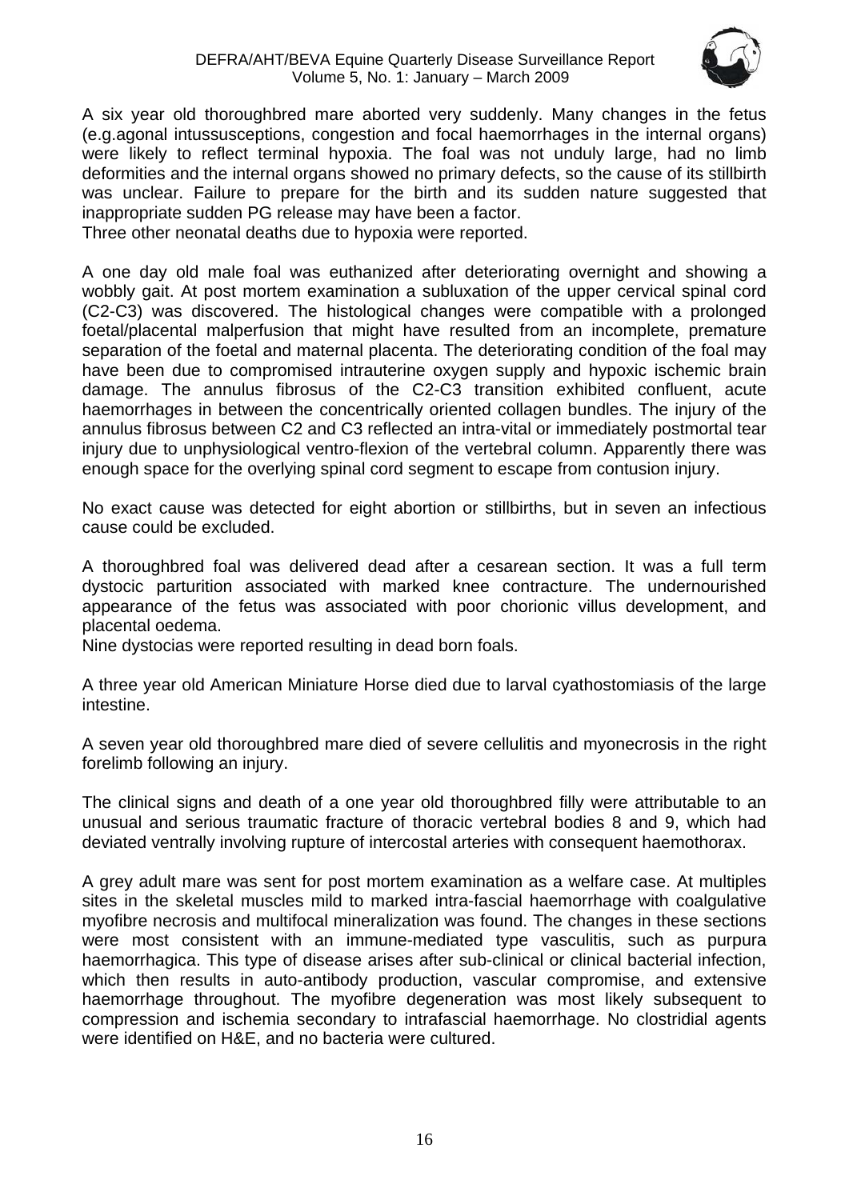A six year old thoroughbred mare aborted very suddenly. Many changes in the fetus (e.g.agonal intussusceptions, congestion and focal haemorrhages in the internal organs) were likely to reflect terminal hypoxia. The foal was not unduly large, had no limb deformities and the internal organs showed no primary defects, so the cause of its stillbirth was unclear. Failure to prepare for the birth and its sudden nature suggested that inappropriate sudden PG release may have been a factor.
Three other neonatal deaths due to hypoxia were reported.

A one day old male foal was euthanized after deteriorating overnight and showing a wobbly gait. At post mortem examination a subluxation of the upper cervical spinal cord (C2-C3) was discovered. The histological changes were compatible with a prolonged foetal/placental malperfusion that might have resulted from an incomplete, premature separation of the foetal and maternal placenta. The deteriorating condition of the foal may have been due to compromised intrauterine oxygen supply and hypoxic ischemic brain damage. The annulus fibrosus of the C2-C3 transition exhibited confluent, acute haemorrhages in between the concentrically oriented collagen bundles. The injury of the annulus fibrosus between C2 and C3 reflected an intra-vital or immediately postmortal tear injury due to unphysiological ventro-flexion of the vertebral column. Apparently there was enough space for the overlying spinal cord segment to escape from contusion injury.

No exact cause was detected for eight abortion or stillbirths, but in seven an infectious cause could be excluded.

A thoroughbred foal was delivered dead after a cesarean section. It was a full term dystocic parturition associated with marked knee contracture. The undernourished appearance of the fetus was associated with poor chorionic villus development, and placental oedema.
Nine dystocias were reported resulting in dead born foals.

A three year old American Miniature Horse died due to larval cyathostomiasis of the large intestine.

A seven year old thoroughbred mare died of severe cellulitis and myonecrosis in the right forelimb following an injury.

The clinical signs and death of a one year old thoroughbred filly were attributable to an unusual and serious traumatic fracture of thoracic vertebral bodies 8 and 9, which had deviated ventrally involving rupture of intercostal arteries with consequent haemothorax.

A grey adult mare was sent for post mortem examination as a welfare case. At multiples sites in the skeletal muscles mild to marked intra-fascial haemorrhage with coalgulative myofibre necrosis and multifocal mineralization was found. The changes in these sections were most consistent with an immune-mediated type vasculitis, such as purpura haemorrhagica. This type of disease arises after sub-clinical or clinical bacterial infection, which then results in auto-antibody production, vascular compromise, and extensive haemorrhage throughout. The myofibre degeneration was most likely subsequent to compression and ischemia secondary to intrafascial haemorrhage. No clostridial agents were identified on H&E, and no bacteria were cultured.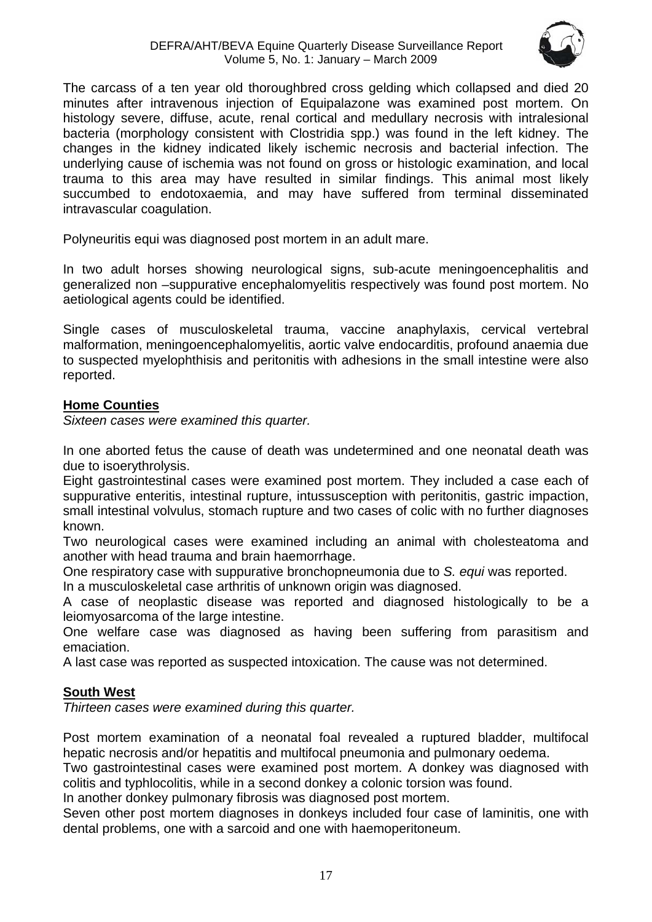The carcass of a ten year old thoroughbred cross gelding which collapsed and died 20 minutes after intravenous injection of Equipalazone was examined post mortem. On histology severe, diffuse, acute, renal cortical and medullary necrosis with intralesional bacteria (morphology consistent with Clostridia spp.) was found in the left kidney. The changes in the kidney indicated likely ischemic necrosis and bacterial infection. The underlying cause of ischemia was not found on gross or histologic examination, and local trauma to this area may have resulted in similar findings. This animal most likely succumbed to endotoxaemia, and may have suffered from terminal disseminated intravascular coagulation.

Polyneuritis equi was diagnosed post mortem in an adult mare.

In two adult horses showing neurological signs, sub-acute meningoencephalitis and generalized non –suppurative encephalomyelitis respectively was found post mortem. No aetiological agents could be identified.

Single cases of musculoskeletal trauma, vaccine anaphylaxis, cervical vertebral malformation, meningoencephalomyelitis, aortic valve endocarditis, profound anaemia due to suspected myelophthisis and peritonitis with adhesions in the small intestine were also reported.

## Home Counties

*Sixteen cases were examined this quarter.*

In one aborted fetus the cause of death was undetermined and one neonatal death was due to isoerythrolysis.

Eight gastrointestinal cases were examined post mortem. They included a case each of suppurative enteritis, intestinal rupture, intussusception with peritonitis, gastric impaction, small intestinal volvulus, stomach rupture and two cases of colic with no further diagnoses known.

Two neurological cases were examined including an animal with cholesteatoma and another with head trauma and brain haemorrhage.

One respiratory case with suppurative bronchopneumonia due to *S. equi* was reported.

In a musculoskeletal case arthritis of unknown origin was diagnosed.

A case of neoplastic disease was reported and diagnosed histologically to be a leiomyosarcoma of the large intestine.

One welfare case was diagnosed as having been suffering from parasitism and emaciation.

A last case was reported as suspected intoxication. The cause was not determined.

## South West

*Thirteen cases were examined during this quarter.*

Post mortem examination of a neonatal foal revealed a ruptured bladder, multifocal hepatic necrosis and/or hepatitis and multifocal pneumonia and pulmonary oedema.

Two gastrointestinal cases were examined post mortem. A donkey was diagnosed with colitis and typhlocolitis, while in a second donkey a colonic torsion was found.

In another donkey pulmonary fibrosis was diagnosed post mortem.

Seven other post mortem diagnoses in donkeys included four case of laminitis, one with dental problems, one with a sarcoid and one with haemoperitoneum.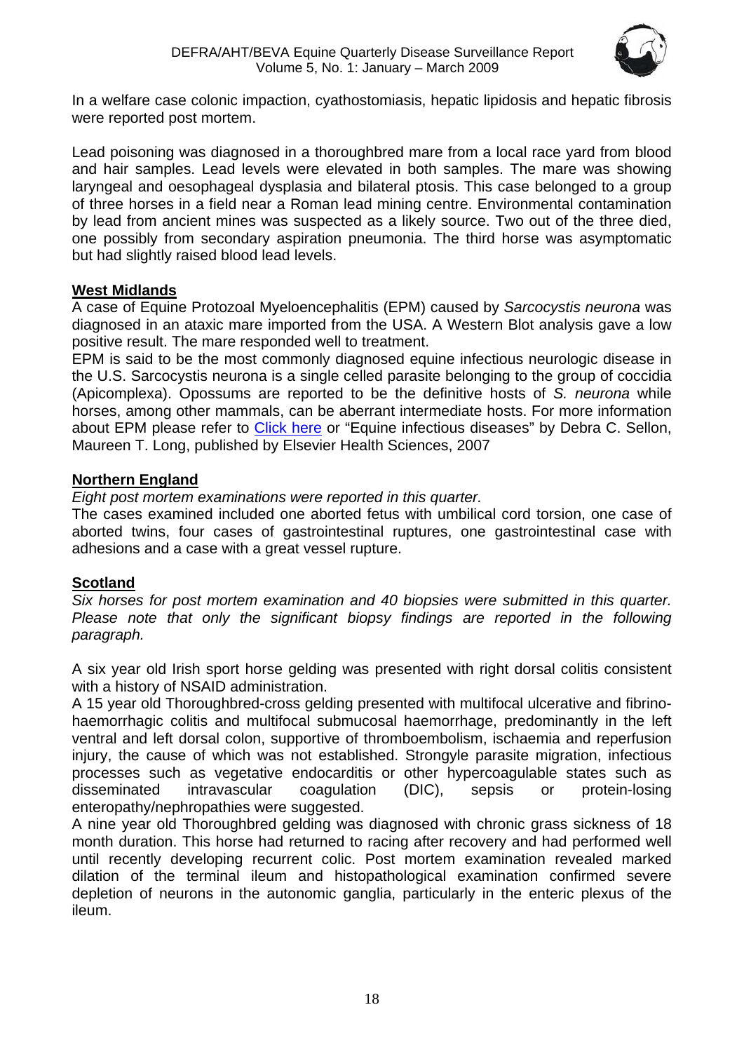In a welfare case colonic impaction, cyathostomiasis, hepatic lipidosis and hepatic fibrosis were reported post mortem.

Lead poisoning was diagnosed in a thoroughbred mare from a local race yard from blood and hair samples. Lead levels were elevated in both samples. The mare was showing laryngeal and oesophageal dysplasia and bilateral ptosis. This case belonged to a group of three horses in a field near a Roman lead mining centre. Environmental contamination by lead from ancient mines was suspected as a likely source. Two out of the three died, one possibly from secondary aspiration pneumonia. The third horse was asymptomatic but had slightly raised blood lead levels.

## West Midlands

A case of Equine Protozoal Myeloencephalitis (EPM) caused by *Sarcocystis neurona* was diagnosed in an ataxic mare imported from the USA. A Western Blot analysis gave a low positive result. The mare responded well to treatment.

EPM is said to be the most commonly diagnosed equine infectious neurologic disease in the U.S. Sarcocystis neurona is a single celled parasite belonging to the group of coccidia (Apicomplexa). Opossums are reported to be the definitive hosts of *S. neurona* while horses, among other mammals, can be aberrant intermediate hosts. For more information about EPM please refer to Click here or "Equine infectious diseases" by Debra C. Sellon, Maureen T. Long, published by Elsevier Health Sciences, 2007

## Northern England

*Eight post mortem examinations were reported in this quarter.*

The cases examined included one aborted fetus with umbilical cord torsion, one case of aborted twins, four cases of gastrointestinal ruptures, one gastrointestinal case with adhesions and a case with a great vessel rupture.

## Scotland

*Six horses for post mortem examination and 40 biopsies were submitted in this quarter. Please note that only the significant biopsy findings are reported in the following paragraph.*

A six year old Irish sport horse gelding was presented with right dorsal colitis consistent with a history of NSAID administration.

A 15 year old Thoroughbred-cross gelding presented with multifocal ulcerative and fibrino-haemorrhagic colitis and multifocal submucosal haemorrhage, predominantly in the left ventral and left dorsal colon, supportive of thromboembolism, ischaemia and reperfusion injury, the cause of which was not established. Strongyle parasite migration, infectious processes such as vegetative endocarditis or other hypercoagulable states such as disseminated intravascular coagulation (DIC), sepsis or protein-losing enteropathy/nephropathies were suggested.

A nine year old Thoroughbred gelding was diagnosed with chronic grass sickness of 18 month duration. This horse had returned to racing after recovery and had performed well until recently developing recurrent colic. Post mortem examination revealed marked dilation of the terminal ileum and histopathological examination confirmed severe depletion of neurons in the autonomic ganglia, particularly in the enteric plexus of the ileum.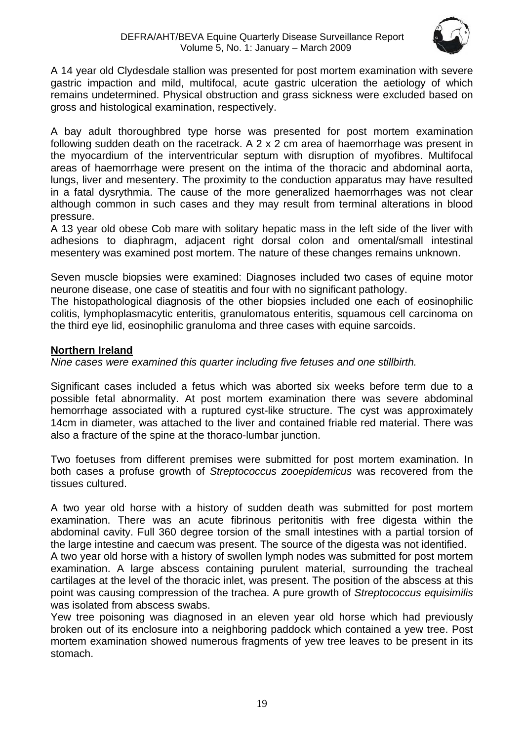A 14 year old Clydesdale stallion was presented for post mortem examination with severe gastric impaction and mild, multifocal, acute gastric ulceration the aetiology of which remains undetermined. Physical obstruction and grass sickness were excluded based on gross and histological examination, respectively.

A bay adult thoroughbred type horse was presented for post mortem examination following sudden death on the racetrack. A 2 x 2 cm area of haemorrhage was present in the myocardium of the interventricular septum with disruption of myofibres. Multifocal areas of haemorrhage were present on the intima of the thoracic and abdominal aorta, lungs, liver and mesentery. The proximity to the conduction apparatus may have resulted in a fatal dysrythmia. The cause of the more generalized haemorrhages was not clear although common in such cases and they may result from terminal alterations in blood pressure.

A 13 year old obese Cob mare with solitary hepatic mass in the left side of the liver with adhesions to diaphragm, adjacent right dorsal colon and omental/small intestinal mesentery was examined post mortem. The nature of these changes remains unknown.

Seven muscle biopsies were examined: Diagnoses included two cases of equine motor neurone disease, one case of steatitis and four with no significant pathology.

The histopathological diagnosis of the other biopsies included one each of eosinophilic colitis, lymphoplasmacytic enteritis, granulomatous enteritis, squamous cell carcinoma on the third eye lid, eosinophilic granuloma and three cases with equine sarcoids.

## Northern Ireland

*Nine cases were examined this quarter including five fetuses and one stillbirth.*

Significant cases included a fetus which was aborted six weeks before term due to a possible fetal abnormality. At post mortem examination there was severe abdominal hemorrhage associated with a ruptured cyst-like structure. The cyst was approximately 14cm in diameter, was attached to the liver and contained friable red material. There was also a fracture of the spine at the thoraco-lumbar junction.

Two foetuses from different premises were submitted for post mortem examination. In both cases a profuse growth of *Streptococcus zooepidemicus* was recovered from the tissues cultured.

A two year old horse with a history of sudden death was submitted for post mortem examination. There was an acute fibrinous peritonitis with free digesta within the abdominal cavity. Full 360 degree torsion of the small intestines with a partial torsion of the large intestine and caecum was present. The source of the digesta was not identified.

A two year old horse with a history of swollen lymph nodes was submitted for post mortem examination. A large abscess containing purulent material, surrounding the tracheal cartilages at the level of the thoracic inlet, was present. The position of the abscess at this point was causing compression of the trachea. A pure growth of *Streptococcus equisimilis* was isolated from abscess swabs.

Yew tree poisoning was diagnosed in an eleven year old horse which had previously broken out of its enclosure into a neighboring paddock which contained a yew tree. Post mortem examination showed numerous fragments of yew tree leaves to be present in its stomach.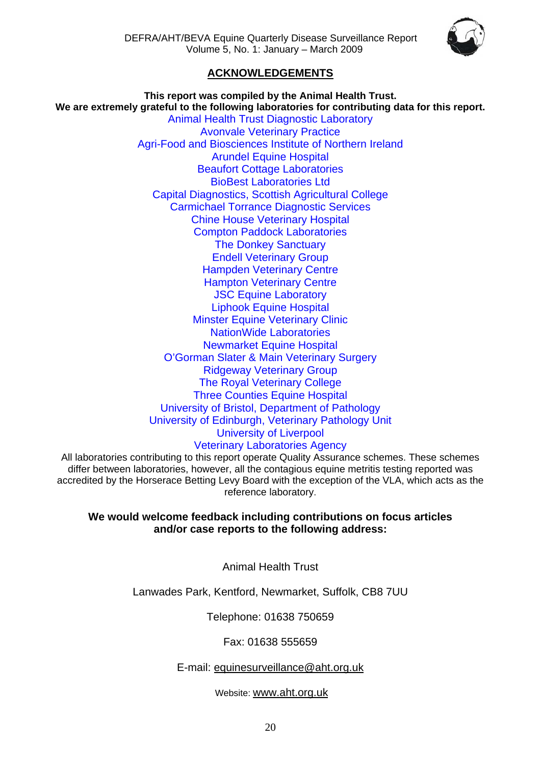## ACKNOWLEDGEMENTS

**This report was compiled by the Animal Health Trust.**
**We are extremely grateful to the following laboratories for contributing data for this report.**

Animal Health Trust Diagnostic Laboratory
Avonvale Veterinary Practice
Agri-Food and Biosciences Institute of Northern Ireland
Arundel Equine Hospital
Beaufort Cottage Laboratories
BioBest Laboratories Ltd
Capital Diagnostics, Scottish Agricultural College
Carmichael Torrance Diagnostic Services
Chine House Veterinary Hospital
Compton Paddock Laboratories
The Donkey Sanctuary
Endell Veterinary Group
Hampden Veterinary Centre
Hampton Veterinary Centre
JSC Equine Laboratory
Liphook Equine Hospital
Minster Equine Veterinary Clinic
NationWide Laboratories
Newmarket Equine Hospital
O'Gorman Slater & Main Veterinary Surgery
Ridgeway Veterinary Group
The Royal Veterinary College
Three Counties Equine Hospital
University of Bristol, Department of Pathology
University of Edinburgh, Veterinary Pathology Unit
University of Liverpool
Veterinary Laboratories Agency

All laboratories contributing to this report operate Quality Assurance schemes. These schemes differ between laboratories, however, all the contagious equine metritis testing reported was accredited by the Horserace Betting Levy Board with the exception of the VLA, which acts as the reference laboratory.

**We would welcome feedback including contributions on focus articles and/or case reports to the following address:**

Animal Health Trust

Lanwades Park, Kentford, Newmarket, Suffolk, CB8 7UU

Telephone: 01638 750659

Fax: 01638 555659

E-mail: equinesurveillance@aht.org.uk

Website: www.aht.org.uk